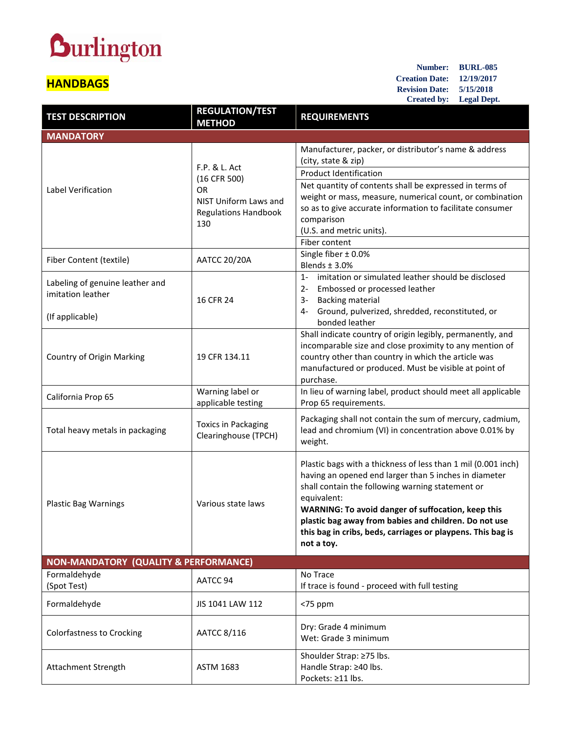Burlington

# HANDBAGS

**Number:** BURL-085
**Creation Date:** 12/19/2017
**Revision Date:** 5/15/2018
**Created by:** Legal Dept.

| TEST DESCRIPTION | REGULATION/TEST METHOD | REQUIREMENTS |
|---|---|---|
| **MANDATORY** | | |
| Label Verification | F.P. & L. Act (16 CFR 500) OR NIST Uniform Laws and Regulations Handbook 130 | Manufacturer, packer, or distributor's name & address (city, state & zip) |
| | | Product Identification |
| | | Net quantity of contents shall be expressed in terms of weight or mass, measure, numerical count, or combination so as to give accurate information to facilitate consumer comparison (U.S. and metric units). |
| | | Fiber content |
| Fiber Content (textile) | AATCC 20/20A | Single fiber ± 0.0%<br>Blends ± 3.0% |
| Labeling of genuine leather and imitation leather<br><br>(If applicable) | 16 CFR 24 | 1- imitation or simulated leather should be disclosed<br>2- Embossed or processed leather<br>3- Backing material<br>4- Ground, pulverized, shredded, reconstituted, or bonded leather |
| Country of Origin Marking | 19 CFR 134.11 | Shall indicate country of origin legibly, permanently, and incomparable size and close proximity to any mention of country other than country in which the article was manufactured or produced. Must be visible at point of purchase. |
| California Prop 65 | Warning label or applicable testing | In lieu of warning label, product should meet all applicable Prop 65 requirements. |
| Total heavy metals in packaging | Toxics in Packaging Clearinghouse (TPCH) | Packaging shall not contain the sum of mercury, cadmium, lead and chromium (VI) in concentration above 0.01% by weight. |
| Plastic Bag Warnings | Various state laws | Plastic bags with a thickness of less than 1 mil (0.001 inch) having an opened end larger than 5 inches in diameter shall contain the following warning statement or equivalent:<br>**WARNING: To avoid danger of suffocation, keep this plastic bag away from babies and children. Do not use this bag in cribs, beds, carriages or playpens. This bag is not a toy.** |
| **NON-MANDATORY (QUALITY & PERFORMANCE)** | | |
| Formaldehyde<br>(Spot Test) | AATCC 94 | No Trace<br>If trace is found - proceed with full testing |
| Formaldehyde | JIS 1041 LAW 112 | <75 ppm |
| Colorfastness to Crocking | AATCC 8/116 | Dry: Grade 4 minimum<br>Wet: Grade 3 minimum |
| Attachment Strength | ASTM 1683 | Shoulder Strap: ≥75 lbs.<br>Handle Strap: ≥40 lbs.<br>Pockets: ≥11 lbs. |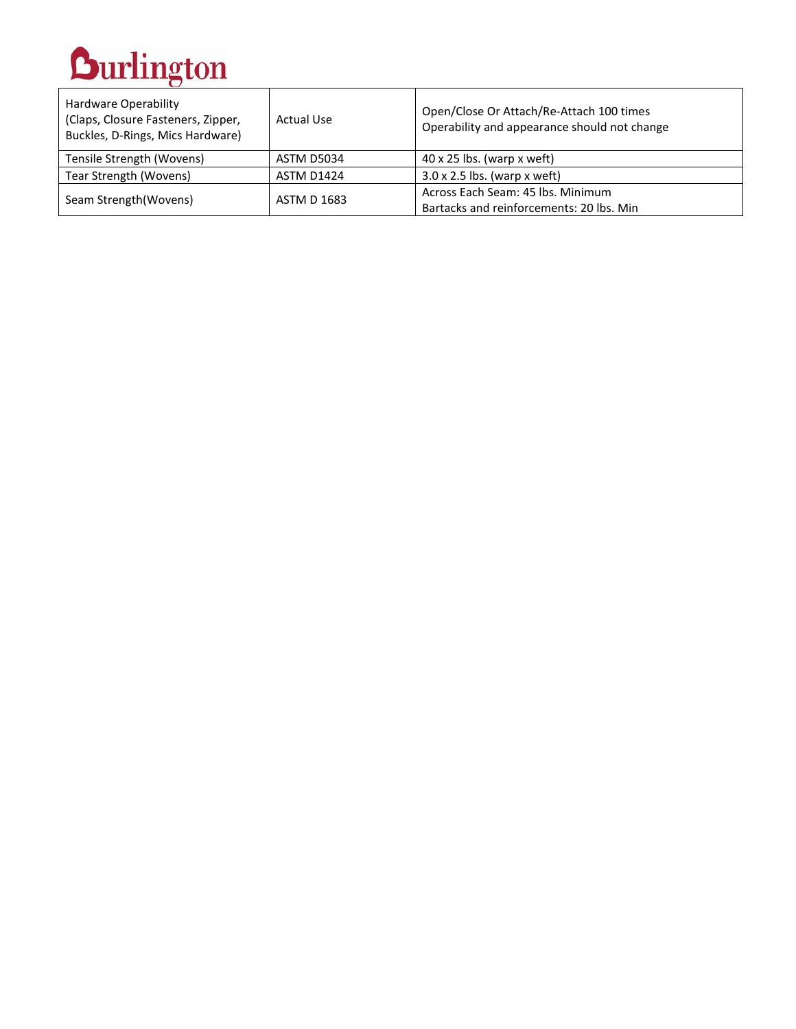Burlington

| | | |
|---|---|---|
| Hardware Operability (Claps, Closure Fasteners, Zipper, Buckles, D-Rings, Mics Hardware) | Actual Use | Open/Close Or Attach/Re-Attach 100 times<br>Operability and appearance should not change |
| Tensile Strength (Wovens) | ASTM D5034 | 40 x 25 lbs. (warp x weft) |
| Tear Strength (Wovens) | ASTM D1424 | 3.0 x 2.5 lbs. (warp x weft) |
| Seam Strength(Wovens) | ASTM D 1683 | Across Each Seam: 45 lbs. Minimum<br>Bartacks and reinforcements: 20 lbs. Min |